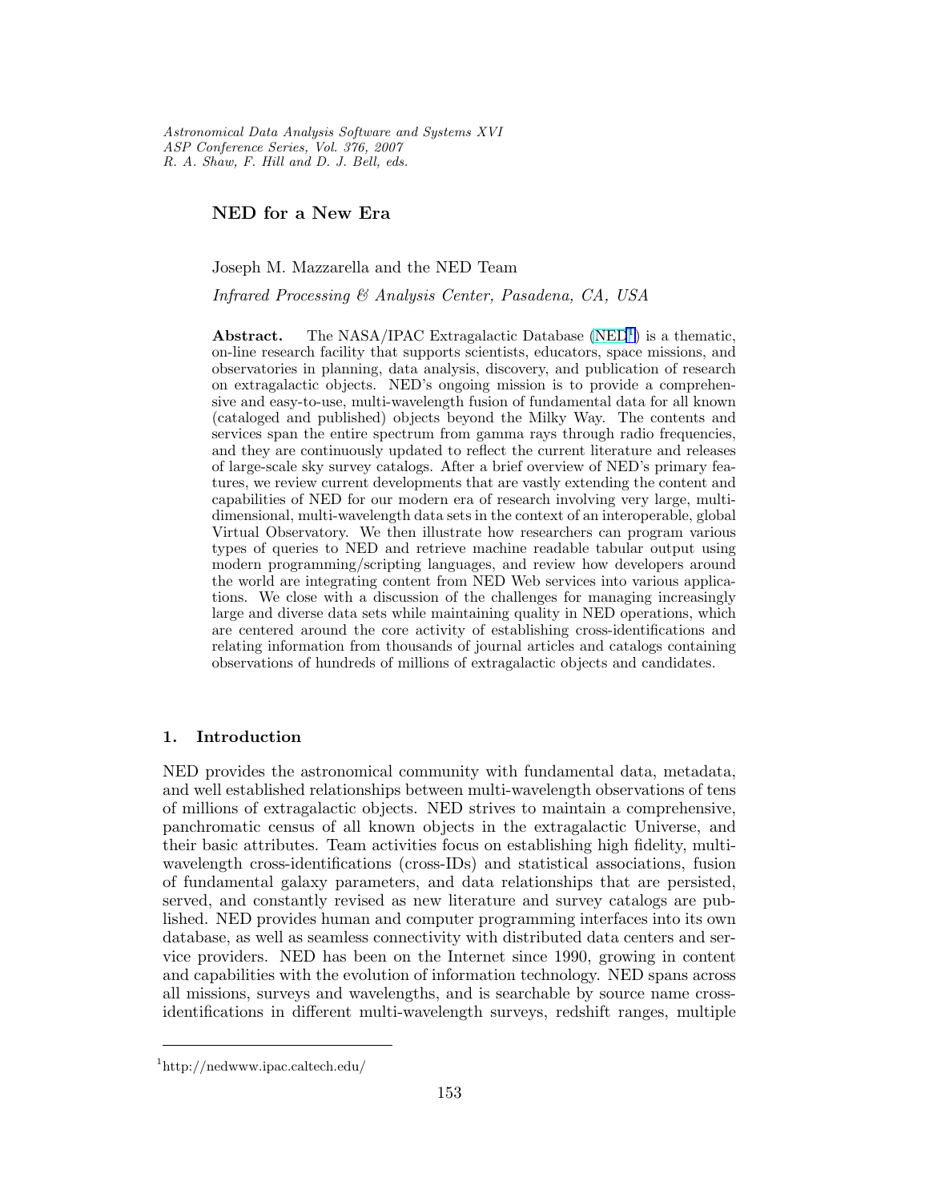# NED for a New Era

Joseph M. Mazzarella and the NED Team

*Infrared Processing & Analysis Center, Pasadena, CA, USA*

**Abstract.** The NASA/IPAC Extragalactic Database (NED[1]) is a thematic, on-line research facility that supports scientists, educators, space missions, and observatories in planning, data analysis, discovery, and publication of research on extragalactic objects. NED's ongoing mission is to provide a comprehensive and easy-to-use, multi-wavelength fusion of fundamental data for all known (cataloged and published) objects beyond the Milky Way. The contents and services span the entire spectrum from gamma rays through radio frequencies, and they are continuously updated to reflect the current literature and releases of large-scale sky survey catalogs. After a brief overview of NED's primary features, we review current developments that are vastly extending the content and capabilities of NED for our modern era of research involving very large, multi-dimensional, multi-wavelength data sets in the context of an interoperable, global Virtual Observatory. We then illustrate how researchers can program various types of queries to NED and retrieve machine readable tabular output using modern programming/scripting languages, and review how developers around the world are integrating content from NED Web services into various applications. We close with a discussion of the challenges for managing increasingly large and diverse data sets while maintaining quality in NED operations, which are centered around the core activity of establishing cross-identifications and relating information from thousands of journal articles and catalogs containing observations of hundreds of millions of extragalactic objects and candidates.

## 1. Introduction

NED provides the astronomical community with fundamental data, metadata, and well established relationships between multi-wavelength observations of tens of millions of extragalactic objects. NED strives to maintain a comprehensive, panchromatic census of all known objects in the extragalactic Universe, and their basic attributes. Team activities focus on establishing high fidelity, multi-wavelength cross-identifications (cross-IDs) and statistical associations, fusion of fundamental galaxy parameters, and data relationships that are persisted, served, and constantly revised as new literature and survey catalogs are published. NED provides human and computer programming interfaces into its own database, as well as seamless connectivity with distributed data centers and service providers. NED has been on the Internet since 1990, growing in content and capabilities with the evolution of information technology. NED spans across all missions, surveys and wavelengths, and is searchable by source name cross-identifications in different multi-wavelength surveys, redshift ranges, multiple

[1] http://nedwww.ipac.caltech.edu/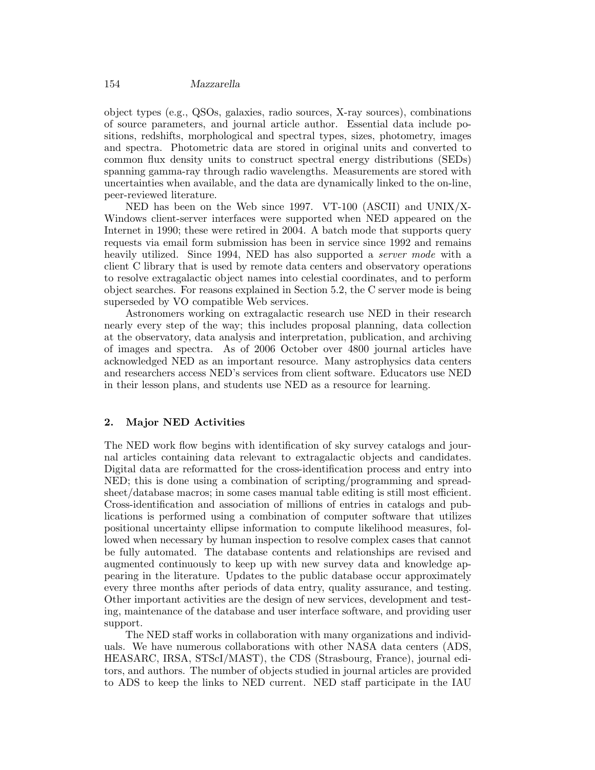object types (e.g., QSOs, galaxies, radio sources, X-ray sources), combinations of source parameters, and journal article author. Essential data include positions, redshifts, morphological and spectral types, sizes, photometry, images and spectra. Photometric data are stored in original units and converted to common flux density units to construct spectral energy distributions (SEDs) spanning gamma-ray through radio wavelengths. Measurements are stored with uncertainties when available, and the data are dynamically linked to the on-line, peer-reviewed literature.

NED has been on the Web since 1997. VT-100 (ASCII) and UNIX/X-Windows client-server interfaces were supported when NED appeared on the Internet in 1990; these were retired in 2004. A batch mode that supports query requests via email form submission has been in service since 1992 and remains heavily utilized. Since 1994, NED has also supported a *server mode* with a client C library that is used by remote data centers and observatory operations to resolve extragalactic object names into celestial coordinates, and to perform object searches. For reasons explained in Section 5.2, the C server mode is being superseded by VO compatible Web services.

Astronomers working on extragalactic research use NED in their research nearly every step of the way; this includes proposal planning, data collection at the observatory, data analysis and interpretation, publication, and archiving of images and spectra. As of 2006 October over 4800 journal articles have acknowledged NED as an important resource. Many astrophysics data centers and researchers access NED's services from client software. Educators use NED in their lesson plans, and students use NED as a resource for learning.

## 2. Major NED Activities

The NED work flow begins with identification of sky survey catalogs and journal articles containing data relevant to extragalactic objects and candidates. Digital data are reformatted for the cross-identification process and entry into NED; this is done using a combination of scripting/programming and spreadsheet/database macros; in some cases manual table editing is still most efficient. Cross-identification and association of millions of entries in catalogs and publications is performed using a combination of computer software that utilizes positional uncertainty ellipse information to compute likelihood measures, followed when necessary by human inspection to resolve complex cases that cannot be fully automated. The database contents and relationships are revised and augmented continuously to keep up with new survey data and knowledge appearing in the literature. Updates to the public database occur approximately every three months after periods of data entry, quality assurance, and testing. Other important activities are the design of new services, development and testing, maintenance of the database and user interface software, and providing user support.

The NED staff works in collaboration with many organizations and individuals. We have numerous collaborations with other NASA data centers (ADS, HEASARC, IRSA, STScI/MAST), the CDS (Strasbourg, France), journal editors, and authors. The number of objects studied in journal articles are provided to ADS to keep the links to NED current. NED staff participate in the IAU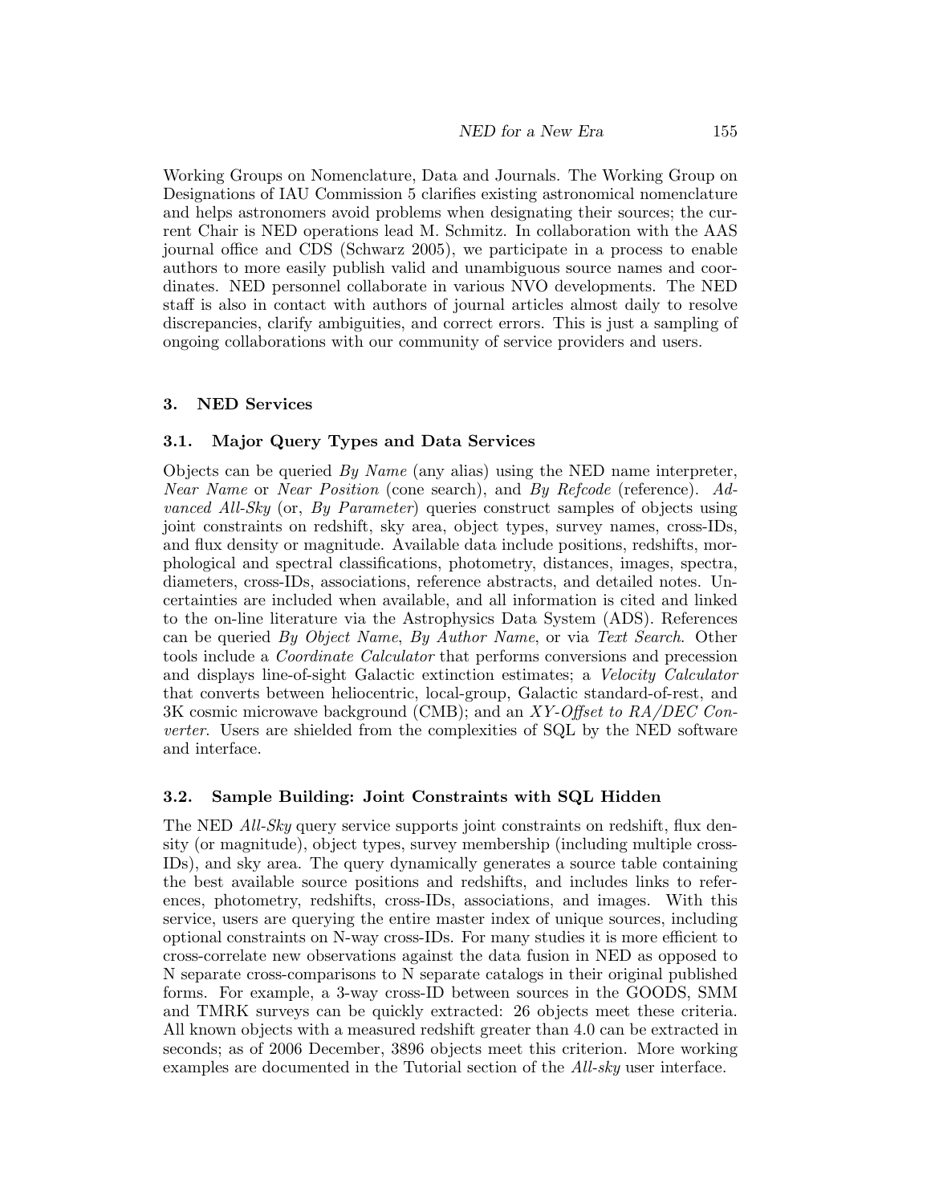Working Groups on Nomenclature, Data and Journals. The Working Group on Designations of IAU Commission 5 clarifies existing astronomical nomenclature and helps astronomers avoid problems when designating their sources; the current Chair is NED operations lead M. Schmitz. In collaboration with the AAS journal office and CDS (Schwarz 2005), we participate in a process to enable authors to more easily publish valid and unambiguous source names and coordinates. NED personnel collaborate in various NVO developments. The NED staff is also in contact with authors of journal articles almost daily to resolve discrepancies, clarify ambiguities, and correct errors. This is just a sampling of ongoing collaborations with our community of service providers and users.

## 3. NED Services

### 3.1. Major Query Types and Data Services

Objects can be queried *By Name* (any alias) using the NED name interpreter, *Near Name* or *Near Position* (cone search), and *By Refcode* (reference). *Advanced All-Sky* (or, *By Parameter*) queries construct samples of objects using joint constraints on redshift, sky area, object types, survey names, cross-IDs, and flux density or magnitude. Available data include positions, redshifts, morphological and spectral classifications, photometry, distances, images, spectra, diameters, cross-IDs, associations, reference abstracts, and detailed notes. Uncertainties are included when available, and all information is cited and linked to the on-line literature via the Astrophysics Data System (ADS). References can be queried *By Object Name*, *By Author Name*, or via *Text Search*. Other tools include a *Coordinate Calculator* that performs conversions and precession and displays line-of-sight Galactic extinction estimates; a *Velocity Calculator* that converts between heliocentric, local-group, Galactic standard-of-rest, and 3K cosmic microwave background (CMB); and an *XY-Offset to RA/DEC Converter*. Users are shielded from the complexities of SQL by the NED software and interface.

### 3.2. Sample Building: Joint Constraints with SQL Hidden

The NED *All-Sky* query service supports joint constraints on redshift, flux density (or magnitude), object types, survey membership (including multiple cross-IDs), and sky area. The query dynamically generates a source table containing the best available source positions and redshifts, and includes links to references, photometry, redshifts, cross-IDs, associations, and images. With this service, users are querying the entire master index of unique sources, including optional constraints on N-way cross-IDs. For many studies it is more efficient to cross-correlate new observations against the data fusion in NED as opposed to N separate cross-comparisons to N separate catalogs in their original published forms. For example, a 3-way cross-ID between sources in the GOODS, SMM and TMRK surveys can be quickly extracted: 26 objects meet these criteria. All known objects with a measured redshift greater than 4.0 can be extracted in seconds; as of 2006 December, 3896 objects meet this criterion. More working examples are documented in the Tutorial section of the *All-sky* user interface.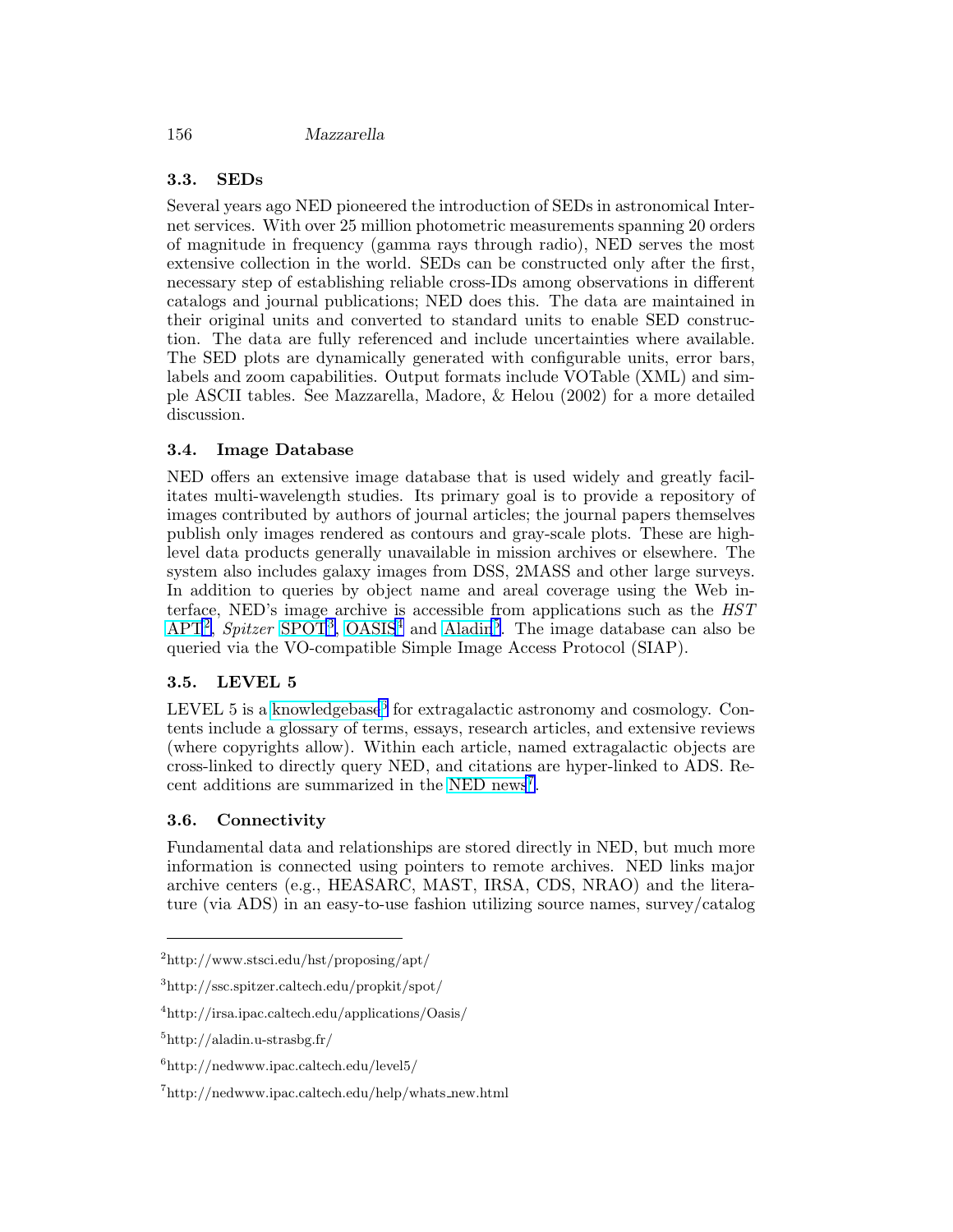### 3.3. SEDs

Several years ago NED pioneered the introduction of SEDs in astronomical Internet services. With over 25 million photometric measurements spanning 20 orders of magnitude in frequency (gamma rays through radio), NED serves the most extensive collection in the world. SEDs can be constructed only after the first, necessary step of establishing reliable cross-IDs among observations in different catalogs and journal publications; NED does this. The data are maintained in their original units and converted to standard units to enable SED construction. The data are fully referenced and include uncertainties where available. The SED plots are dynamically generated with configurable units, error bars, labels and zoom capabilities. Output formats include VOTable (XML) and simple ASCII tables. See Mazzarella, Madore, & Helou (2002) for a more detailed discussion.

### 3.4. Image Database

NED offers an extensive image database that is used widely and greatly facilitates multi-wavelength studies. Its primary goal is to provide a repository of images contributed by authors of journal articles; the journal papers themselves publish only images rendered as contours and gray-scale plots. These are high-level data products generally unavailable in mission archives or elsewhere. The system also includes galaxy images from DSS, 2MASS and other large surveys. In addition to queries by object name and areal coverage using the Web interface, NED's image archive is accessible from applications such as the *HST* APT[2], *Spitzer* SPOT[3], OASIS[4] and Aladin[5]. The image database can also be queried via the VO-compatible Simple Image Access Protocol (SIAP).

### 3.5. LEVEL 5

LEVEL 5 is a knowledgebase[6] for extragalactic astronomy and cosmology. Contents include a glossary of terms, essays, research articles, and extensive reviews (where copyrights allow). Within each article, named extragalactic objects are cross-linked to directly query NED, and citations are hyper-linked to ADS. Recent additions are summarized in the NED news[7].

### 3.6. Connectivity

Fundamental data and relationships are stored directly in NED, but much more information is connected using pointers to remote archives. NED links major archive centers (e.g., HEASARC, MAST, IRSA, CDS, NRAO) and the literature (via ADS) in an easy-to-use fashion utilizing source names, survey/catalog

---

[2] http://www.stsci.edu/hst/proposing/apt/

[3] http://ssc.spitzer.caltech.edu/propkit/spot/

[4] http://irsa.ipac.caltech.edu/applications/Oasis/

[5] http://aladin.u-strasbg.fr/

[6] http://nedwww.ipac.caltech.edu/level5/

[7] http://nedwww.ipac.caltech.edu/help/whats_new.html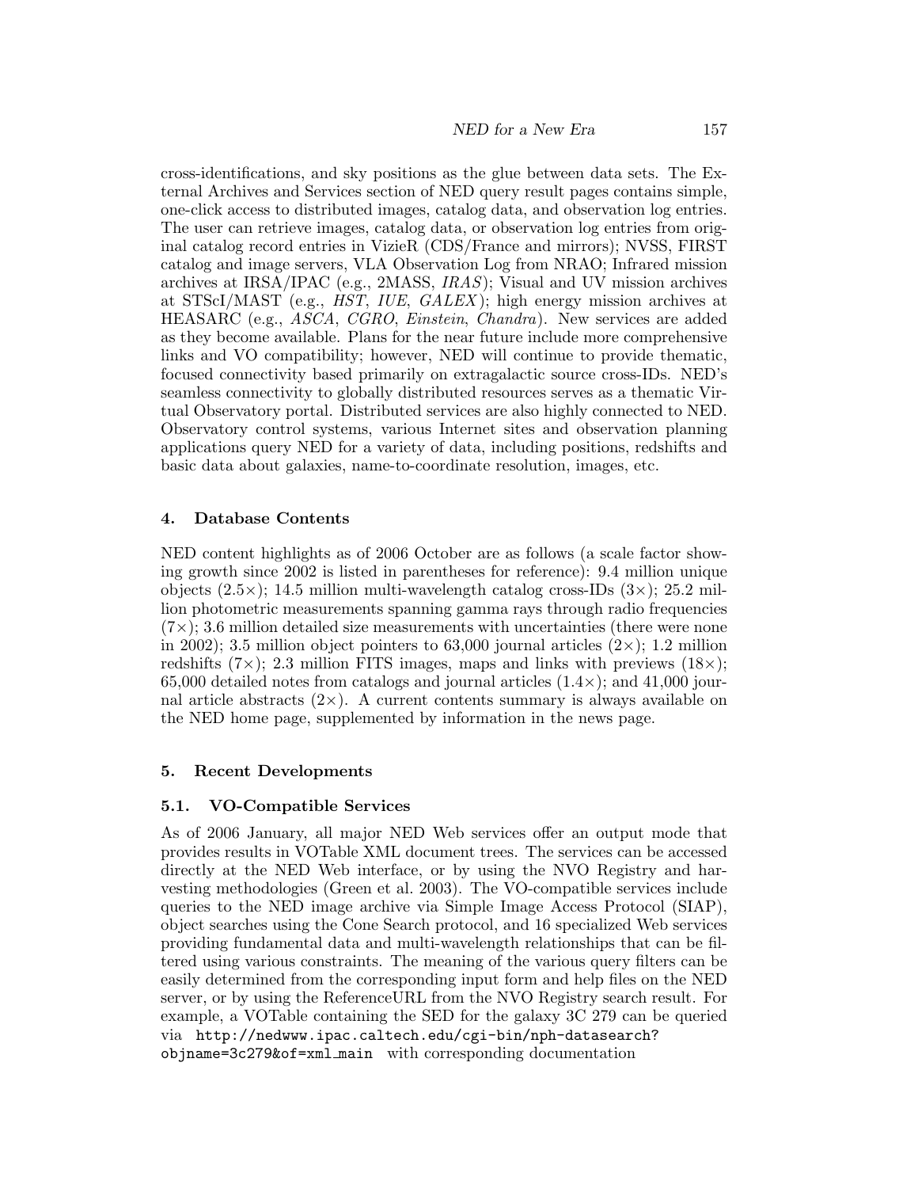cross-identifications, and sky positions as the glue between data sets. The External Archives and Services section of NED query result pages contains simple, one-click access to distributed images, catalog data, and observation log entries. The user can retrieve images, catalog data, or observation log entries from original catalog record entries in VizieR (CDS/France and mirrors); NVSS, FIRST catalog and image servers, VLA Observation Log from NRAO; Infrared mission archives at IRSA/IPAC (e.g., 2MASS, *IRAS*); Visual and UV mission archives at STScI/MAST (e.g., *HST*, *IUE*, *GALEX*); high energy mission archives at HEASARC (e.g., *ASCA*, *CGRO*, *Einstein*, *Chandra*). New services are added as they become available. Plans for the near future include more comprehensive links and VO compatibility; however, NED will continue to provide thematic, focused connectivity based primarily on extragalactic source cross-IDs. NED's seamless connectivity to globally distributed resources serves as a thematic Virtual Observatory portal. Distributed services are also highly connected to NED. Observatory control systems, various Internet sites and observation planning applications query NED for a variety of data, including positions, redshifts and basic data about galaxies, name-to-coordinate resolution, images, etc.

## 4. Database Contents

NED content highlights as of 2006 October are as follows (a scale factor showing growth since 2002 is listed in parentheses for reference): 9.4 million unique objects (2.5×); 14.5 million multi-wavelength catalog cross-IDs (3×); 25.2 million photometric measurements spanning gamma rays through radio frequencies (7×); 3.6 million detailed size measurements with uncertainties (there were none in 2002); 3.5 million object pointers to 63,000 journal articles (2×); 1.2 million redshifts (7×); 2.3 million FITS images, maps and links with previews (18×); 65,000 detailed notes from catalogs and journal articles (1.4×); and 41,000 journal article abstracts (2×). A current contents summary is always available on the NED home page, supplemented by information in the news page.

## 5. Recent Developments

### 5.1. VO-Compatible Services

As of 2006 January, all major NED Web services offer an output mode that provides results in VOTable XML document trees. The services can be accessed directly at the NED Web interface, or by using the NVO Registry and harvesting methodologies (Green et al. 2003). The VO-compatible services include queries to the NED image archive via Simple Image Access Protocol (SIAP), object searches using the Cone Search protocol, and 16 specialized Web services providing fundamental data and multi-wavelength relationships that can be filtered using various constraints. The meaning of the various query filters can be easily determined from the corresponding input form and help files on the NED server, or by using the ReferenceURL from the NVO Registry search result. For example, a VOTable containing the SED for the galaxy 3C 279 can be queried via `http://nedwww.ipac.caltech.edu/cgi-bin/nph-datasearch?objname=3c279&of=xml_main` with corresponding documentation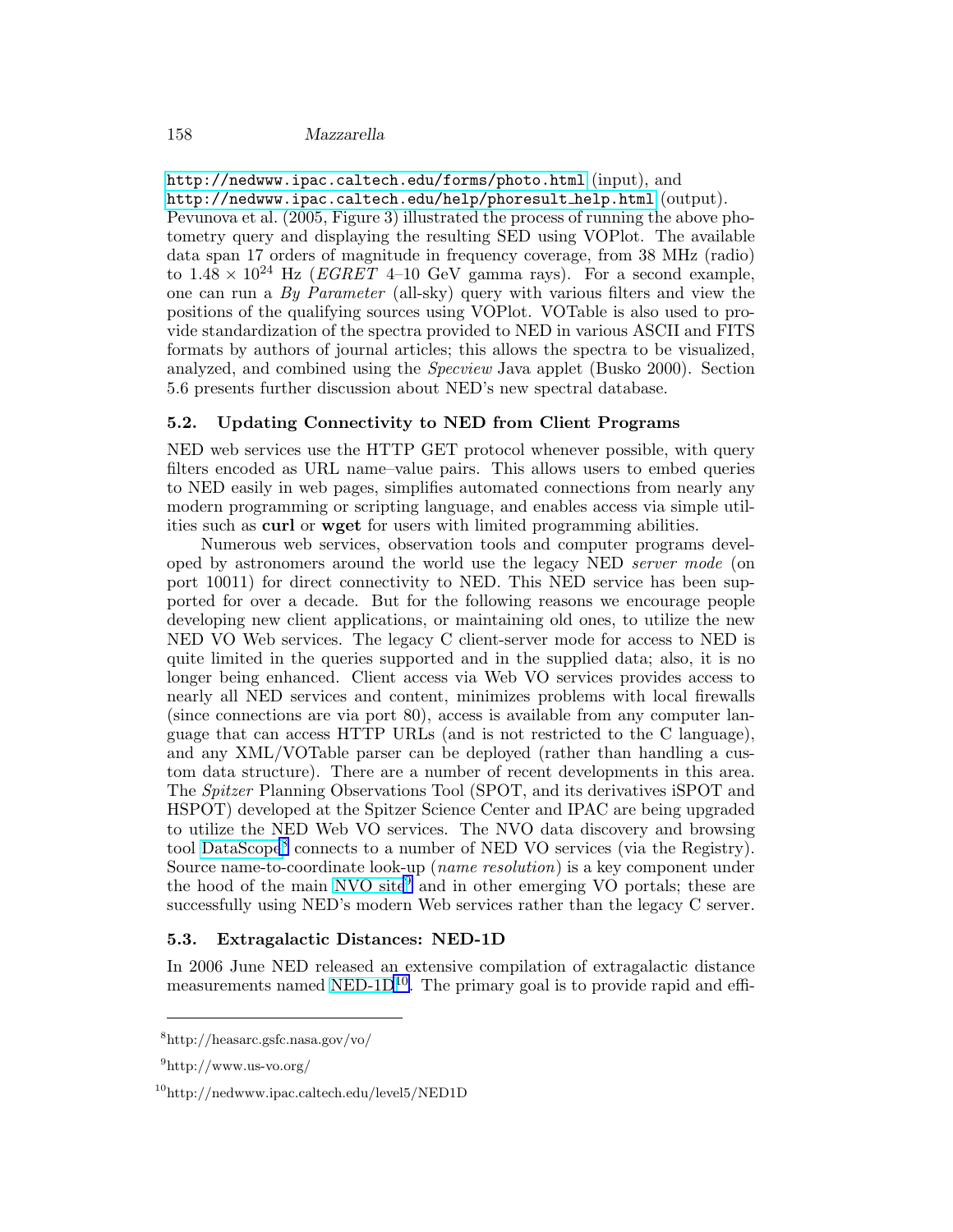http://nedwww.ipac.caltech.edu/forms/photo.html (input), and http://nedwww.ipac.caltech.edu/help/phoresult_help.html (output). Pevunova et al. (2005, Figure 3) illustrated the process of running the above photometry query and displaying the resulting SED using VOPlot. The available data span 17 orders of magnitude in frequency coverage, from 38 MHz (radio) to $1.48 \times 10^{24}$ Hz (*EGRET* 4–10 GeV gamma rays). For a second example, one can run a *By Parameter* (all-sky) query with various filters and view the positions of the qualifying sources using VOPlot. VOTable is also used to provide standardization of the spectra provided to NED in various ASCII and FITS formats by authors of journal articles; this allows the spectra to be visualized, analyzed, and combined using the *Specview* Java applet (Busko 2000). Section 5.6 presents further discussion about NED's new spectral database.

### 5.2. Updating Connectivity to NED from Client Programs

NED web services use the HTTP GET protocol whenever possible, with query filters encoded as URL name–value pairs. This allows users to embed queries to NED easily in web pages, simplifies automated connections from nearly any modern programming or scripting language, and enables access via simple utilities such as **curl** or **wget** for users with limited programming abilities.

Numerous web services, observation tools and computer programs developed by astronomers around the world use the legacy NED *server mode* (on port 10011) for direct connectivity to NED. This NED service has been supported for over a decade. But for the following reasons we encourage people developing new client applications, or maintaining old ones, to utilize the new NED VO Web services. The legacy C client-server mode for access to NED is quite limited in the queries supported and in the supplied data; also, it is no longer being enhanced. Client access via Web VO services provides access to nearly all NED services and content, minimizes problems with local firewalls (since connections are via port 80), access is available from any computer language that can access HTTP URLs (and is not restricted to the C language), and any XML/VOTable parser can be deployed (rather than handling a custom data structure). There are a number of recent developments in this area. The *Spitzer* Planning Observations Tool (SPOT, and its derivatives iSPOT and HSPOT) developed at the Spitzer Science Center and IPAC are being upgraded to utilize the NED Web VO services. The NVO data discovery and browsing tool DataScope[8] connects to a number of NED VO services (via the Registry). Source name-to-coordinate look-up (*name resolution*) is a key component under the hood of the main NVO site[9] and in other emerging VO portals; these are successfully using NED's modern Web services rather than the legacy C server.

### 5.3. Extragalactic Distances: NED-1D

In 2006 June NED released an extensive compilation of extragalactic distance measurements named NED-1D[10]. The primary goal is to provide rapid and effi-

---

[8] http://heasarc.gsfc.nasa.gov/vo/

[9] http://www.us-vo.org/

[10] http://nedwww.ipac.caltech.edu/level5/NED1D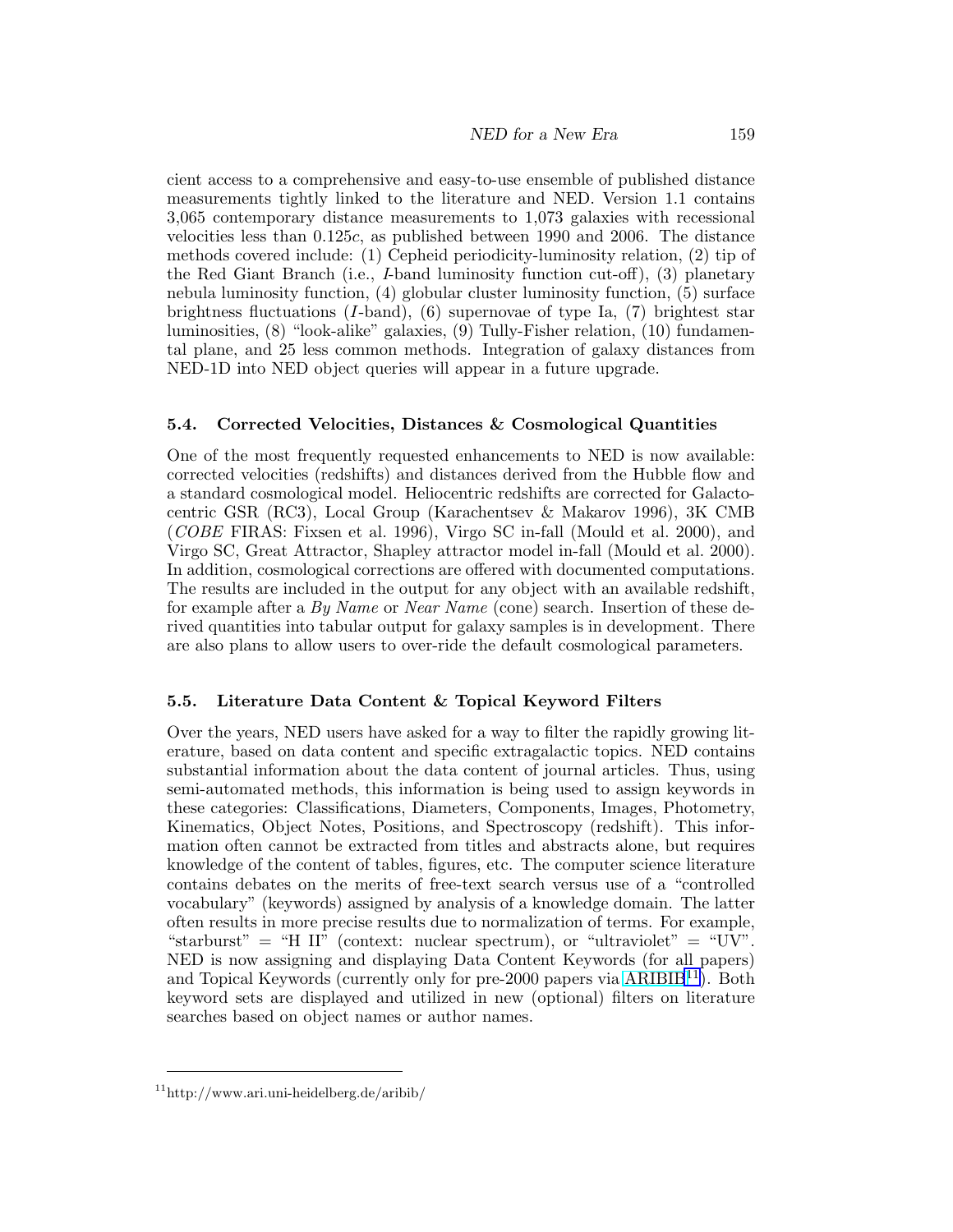cient access to a comprehensive and easy-to-use ensemble of published distance measurements tightly linked to the literature and NED. Version 1.1 contains 3,065 contemporary distance measurements to 1,073 galaxies with recessional velocities less than $0.125c$, as published between 1990 and 2006. The distance methods covered include: (1) Cepheid periodicity-luminosity relation, (2) tip of the Red Giant Branch (i.e., $I$-band luminosity function cut-off), (3) planetary nebula luminosity function, (4) globular cluster luminosity function, (5) surface brightness fluctuations ($I$-band), (6) supernovae of type Ia, (7) brightest star luminosities, (8) "look-alike" galaxies, (9) Tully-Fisher relation, (10) fundamental plane, and 25 less common methods. Integration of galaxy distances from NED-1D into NED object queries will appear in a future upgrade.

### 5.4. Corrected Velocities, Distances & Cosmological Quantities

One of the most frequently requested enhancements to NED is now available: corrected velocities (redshifts) and distances derived from the Hubble flow and a standard cosmological model. Heliocentric redshifts are corrected for Galactocentric GSR (RC3), Local Group (Karachentsev & Makarov 1996), 3K CMB (*COBE* FIRAS: Fixsen et al. 1996), Virgo SC in-fall (Mould et al. 2000), and Virgo SC, Great Attractor, Shapley attractor model in-fall (Mould et al. 2000). In addition, cosmological corrections are offered with documented computations. The results are included in the output for any object with an available redshift, for example after a *By Name* or *Near Name* (cone) search. Insertion of these derived quantities into tabular output for galaxy samples is in development. There are also plans to allow users to over-ride the default cosmological parameters.

### 5.5. Literature Data Content & Topical Keyword Filters

Over the years, NED users have asked for a way to filter the rapidly growing literature, based on data content and specific extragalactic topics. NED contains substantial information about the data content of journal articles. Thus, using semi-automated methods, this information is being used to assign keywords in these categories: Classifications, Diameters, Components, Images, Photometry, Kinematics, Object Notes, Positions, and Spectroscopy (redshift). This information often cannot be extracted from titles and abstracts alone, but requires knowledge of the content of tables, figures, etc. The computer science literature contains debates on the merits of free-text search versus use of a "controlled vocabulary" (keywords) assigned by analysis of a knowledge domain. The latter often results in more precise results due to normalization of terms. For example, "starburst" = "H II" (context: nuclear spectrum), or "ultraviolet" = "UV". NED is now assigning and displaying Data Content Keywords (for all papers) and Topical Keywords (currently only for pre-2000 papers via ARIBIB[11]). Both keyword sets are displayed and utilized in new (optional) filters on literature searches based on object names or author names.

[11] http://www.ari.uni-heidelberg.de/aribib/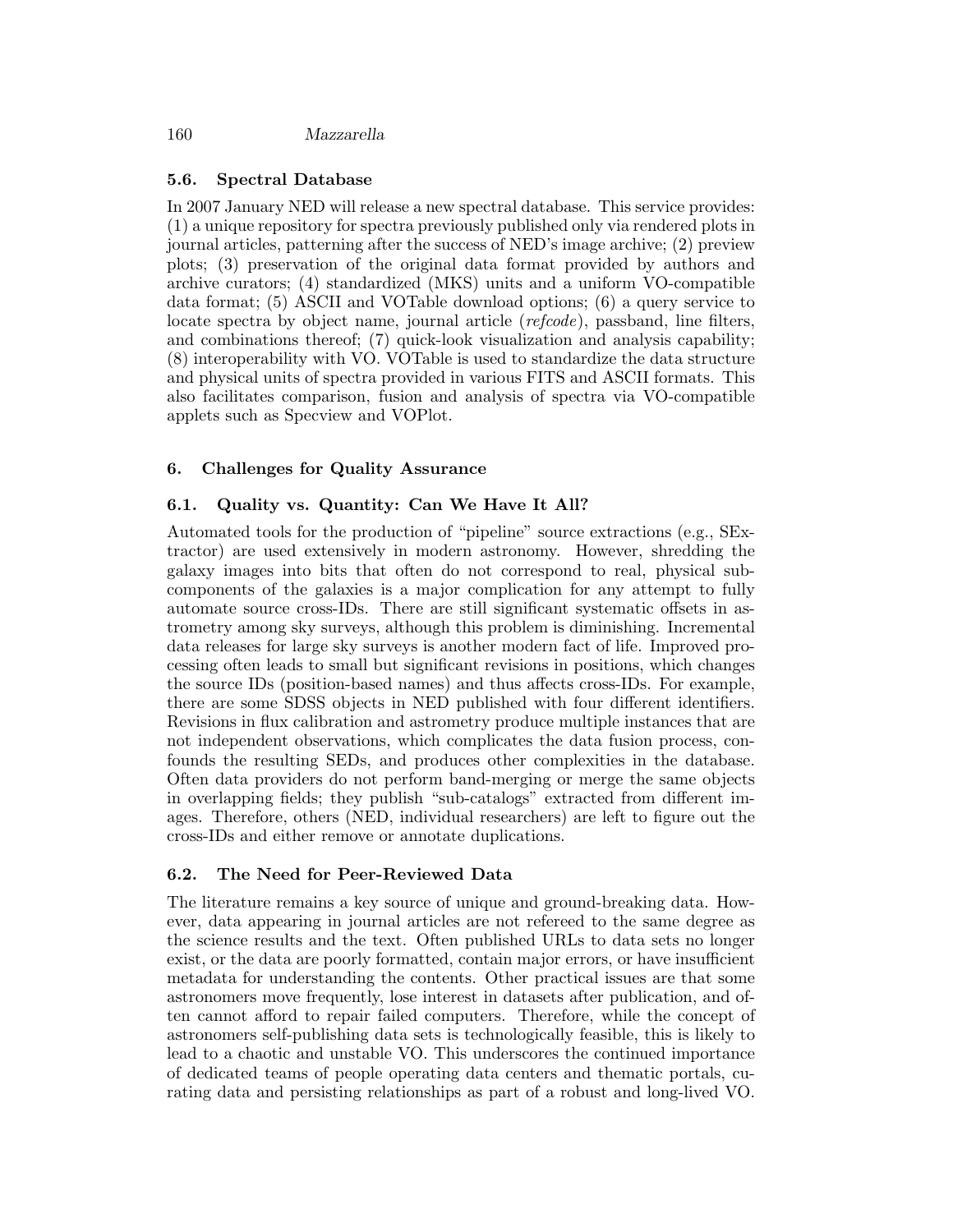### 5.6. Spectral Database

In 2007 January NED will release a new spectral database. This service provides: (1) a unique repository for spectra previously published only via rendered plots in journal articles, patterning after the success of NED's image archive; (2) preview plots; (3) preservation of the original data format provided by authors and archive curators; (4) standardized (MKS) units and a uniform VO-compatible data format; (5) ASCII and VOTable download options; (6) a query service to locate spectra by object name, journal article (*refcode*), passband, line filters, and combinations thereof; (7) quick-look visualization and analysis capability; (8) interoperability with VO. VOTable is used to standardize the data structure and physical units of spectra provided in various FITS and ASCII formats. This also facilitates comparison, fusion and analysis of spectra via VO-compatible applets such as Specview and VOPlot.

## 6. Challenges for Quality Assurance

### 6.1. Quality vs. Quantity: Can We Have It All?

Automated tools for the production of "pipeline" source extractions (e.g., SExtractor) are used extensively in modern astronomy. However, shredding the galaxy images into bits that often do not correspond to real, physical subcomponents of the galaxies is a major complication for any attempt to fully automate source cross-IDs. There are still significant systematic offsets in astrometry among sky surveys, although this problem is diminishing. Incremental data releases for large sky surveys is another modern fact of life. Improved processing often leads to small but significant revisions in positions, which changes the source IDs (position-based names) and thus affects cross-IDs. For example, there are some SDSS objects in NED published with four different identifiers. Revisions in flux calibration and astrometry produce multiple instances that are not independent observations, which complicates the data fusion process, confounds the resulting SEDs, and produces other complexities in the database. Often data providers do not perform band-merging or merge the same objects in overlapping fields; they publish "sub-catalogs" extracted from different images. Therefore, others (NED, individual researchers) are left to figure out the cross-IDs and either remove or annotate duplications.

### 6.2. The Need for Peer-Reviewed Data

The literature remains a key source of unique and ground-breaking data. However, data appearing in journal articles are not refereed to the same degree as the science results and the text. Often published URLs to data sets no longer exist, or the data are poorly formatted, contain major errors, or have insufficient metadata for understanding the contents. Other practical issues are that some astronomers move frequently, lose interest in datasets after publication, and often cannot afford to repair failed computers. Therefore, while the concept of astronomers self-publishing data sets is technologically feasible, this is likely to lead to a chaotic and unstable VO. This underscores the continued importance of dedicated teams of people operating data centers and thematic portals, curating data and persisting relationships as part of a robust and long-lived VO.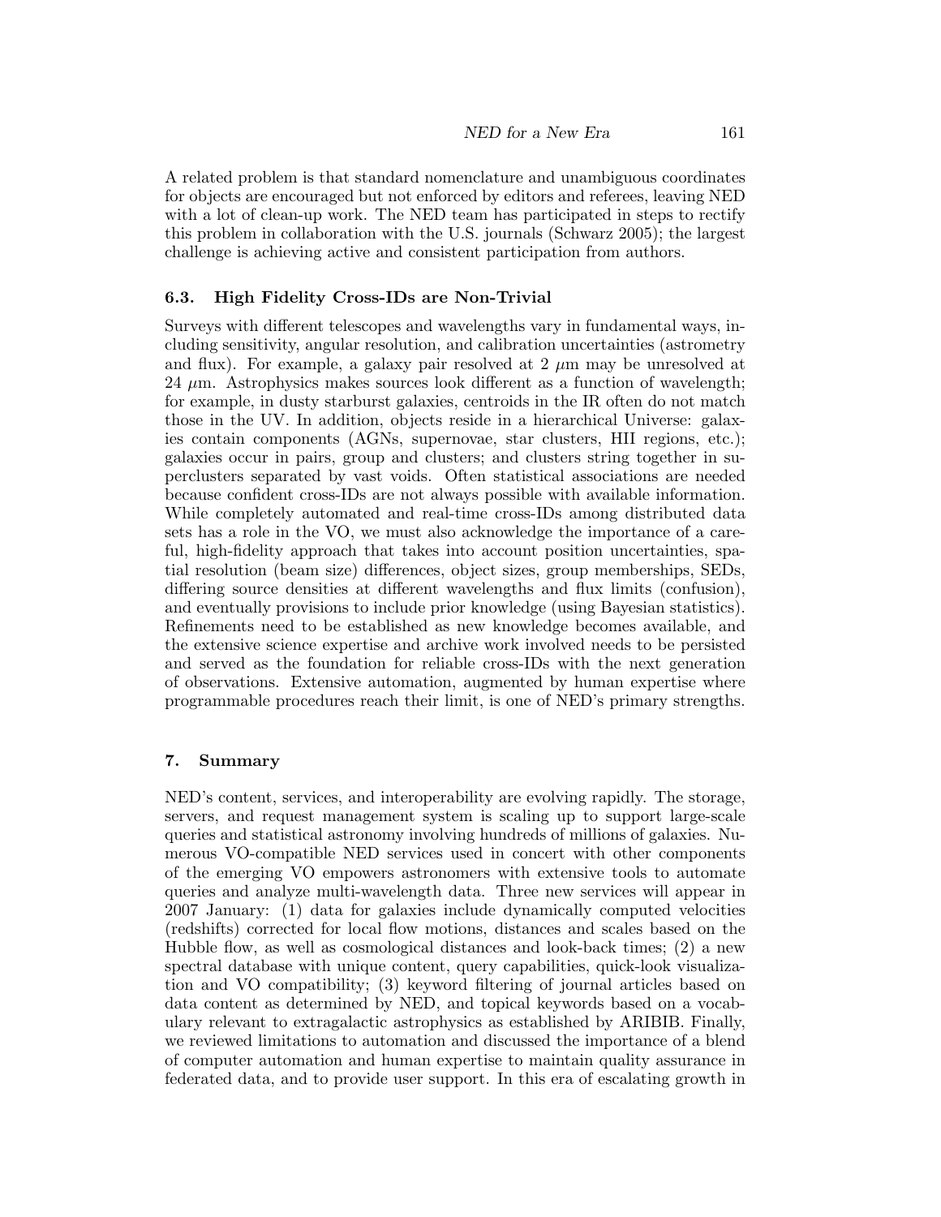A related problem is that standard nomenclature and unambiguous coordinates for objects are encouraged but not enforced by editors and referees, leaving NED with a lot of clean-up work. The NED team has participated in steps to rectify this problem in collaboration with the U.S. journals (Schwarz 2005); the largest challenge is achieving active and consistent participation from authors.

### 6.3. High Fidelity Cross-IDs are Non-Trivial

Surveys with different telescopes and wavelengths vary in fundamental ways, including sensitivity, angular resolution, and calibration uncertainties (astrometry and flux). For example, a galaxy pair resolved at 2 $\mu$m may be unresolved at 24 $\mu$m. Astrophysics makes sources look different as a function of wavelength; for example, in dusty starburst galaxies, centroids in the IR often do not match those in the UV. In addition, objects reside in a hierarchical Universe: galaxies contain components (AGNs, supernovae, star clusters, HII regions, etc.); galaxies occur in pairs, group and clusters; and clusters string together in superclusters separated by vast voids. Often statistical associations are needed because confident cross-IDs are not always possible with available information. While completely automated and real-time cross-IDs among distributed data sets has a role in the VO, we must also acknowledge the importance of a careful, high-fidelity approach that takes into account position uncertainties, spatial resolution (beam size) differences, object sizes, group memberships, SEDs, differing source densities at different wavelengths and flux limits (confusion), and eventually provisions to include prior knowledge (using Bayesian statistics). Refinements need to be established as new knowledge becomes available, and the extensive science expertise and archive work involved needs to be persisted and served as the foundation for reliable cross-IDs with the next generation of observations. Extensive automation, augmented by human expertise where programmable procedures reach their limit, is one of NED's primary strengths.

## 7. Summary

NED's content, services, and interoperability are evolving rapidly. The storage, servers, and request management system is scaling up to support large-scale queries and statistical astronomy involving hundreds of millions of galaxies. Numerous VO-compatible NED services used in concert with other components of the emerging VO empowers astronomers with extensive tools to automate queries and analyze multi-wavelength data. Three new services will appear in 2007 January: (1) data for galaxies include dynamically computed velocities (redshifts) corrected for local flow motions, distances and scales based on the Hubble flow, as well as cosmological distances and look-back times; (2) a new spectral database with unique content, query capabilities, quick-look visualization and VO compatibility; (3) keyword filtering of journal articles based on data content as determined by NED, and topical keywords based on a vocabulary relevant to extragalactic astrophysics as established by ARIBIB. Finally, we reviewed limitations to automation and discussed the importance of a blend of computer automation and human expertise to maintain quality assurance in federated data, and to provide user support. In this era of escalating growth in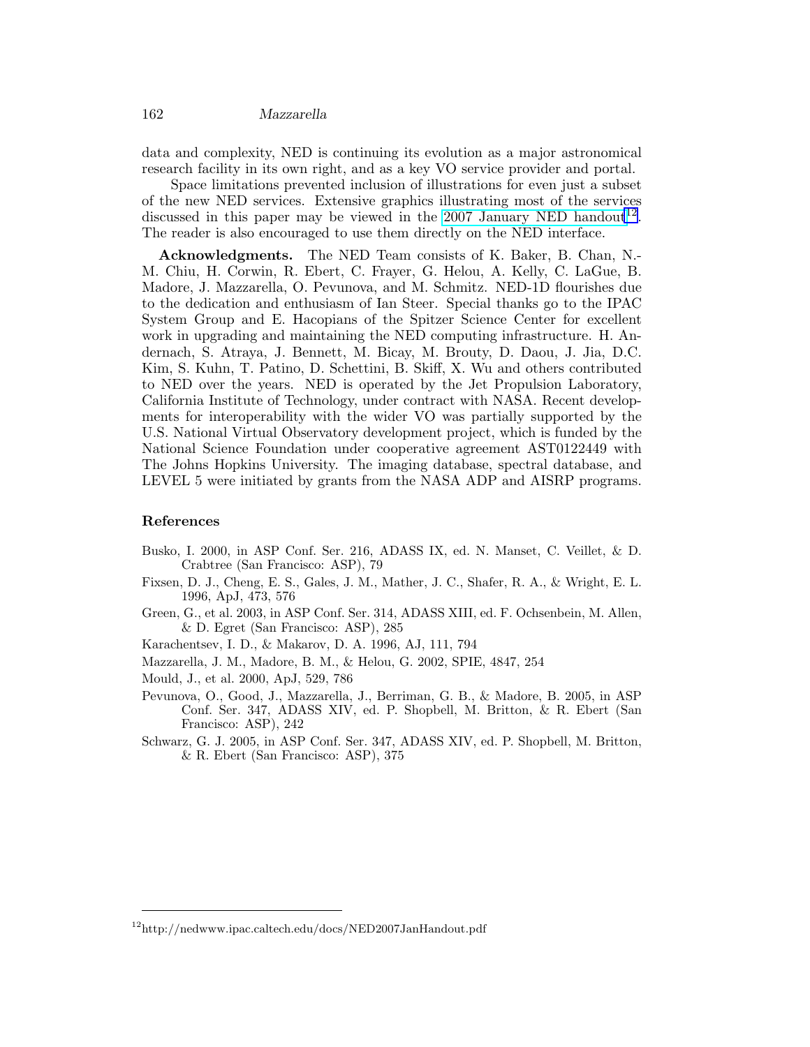data and complexity, NED is continuing its evolution as a major astronomical research facility in its own right, and as a key VO service provider and portal.

Space limitations prevented inclusion of illustrations for even just a subset of the new NED services. Extensive graphics illustrating most of the services discussed in this paper may be viewed in the 2007 January NED handout[12]. The reader is also encouraged to use them directly on the NED interface.

**Acknowledgments.** The NED Team consists of K. Baker, B. Chan, N.-M. Chiu, H. Corwin, R. Ebert, C. Frayer, G. Helou, A. Kelly, C. LaGue, B. Madore, J. Mazzarella, O. Pevunova, and M. Schmitz. NED-1D flourishes due to the dedication and enthusiasm of Ian Steer. Special thanks go to the IPAC System Group and E. Hacopians of the Spitzer Science Center for excellent work in upgrading and maintaining the NED computing infrastructure. H. Andernach, S. Atraya, J. Bennett, M. Bicay, M. Brouty, D. Daou, J. Jia, D.C. Kim, S. Kuhn, T. Patino, D. Schettini, B. Skiff, X. Wu and others contributed to NED over the years. NED is operated by the Jet Propulsion Laboratory, California Institute of Technology, under contract with NASA. Recent developments for interoperability with the wider VO was partially supported by the U.S. National Virtual Observatory development project, which is funded by the National Science Foundation under cooperative agreement AST0122449 with The Johns Hopkins University. The imaging database, spectral database, and LEVEL 5 were initiated by grants from the NASA ADP and AISRP programs.

## References

Busko, I. 2000, in ASP Conf. Ser. 216, ADASS IX, ed. N. Manset, C. Veillet, & D. Crabtree (San Francisco: ASP), 79

Fixsen, D. J., Cheng, E. S., Gales, J. M., Mather, J. C., Shafer, R. A., & Wright, E. L. 1996, ApJ, 473, 576

Green, G., et al. 2003, in ASP Conf. Ser. 314, ADASS XIII, ed. F. Ochsenbein, M. Allen, & D. Egret (San Francisco: ASP), 285

Karachentsev, I. D., & Makarov, D. A. 1996, AJ, 111, 794

Mazzarella, J. M., Madore, B. M., & Helou, G. 2002, SPIE, 4847, 254

Mould, J., et al. 2000, ApJ, 529, 786

Pevunova, O., Good, J., Mazzarella, J., Berriman, G. B., & Madore, B. 2005, in ASP Conf. Ser. 347, ADASS XIV, ed. P. Shopbell, M. Britton, & R. Ebert (San Francisco: ASP), 242

Schwarz, G. J. 2005, in ASP Conf. Ser. 347, ADASS XIV, ed. P. Shopbell, M. Britton, & R. Ebert (San Francisco: ASP), 375

[12] http://nedwww.ipac.caltech.edu/docs/NED2007JanHandout.pdf